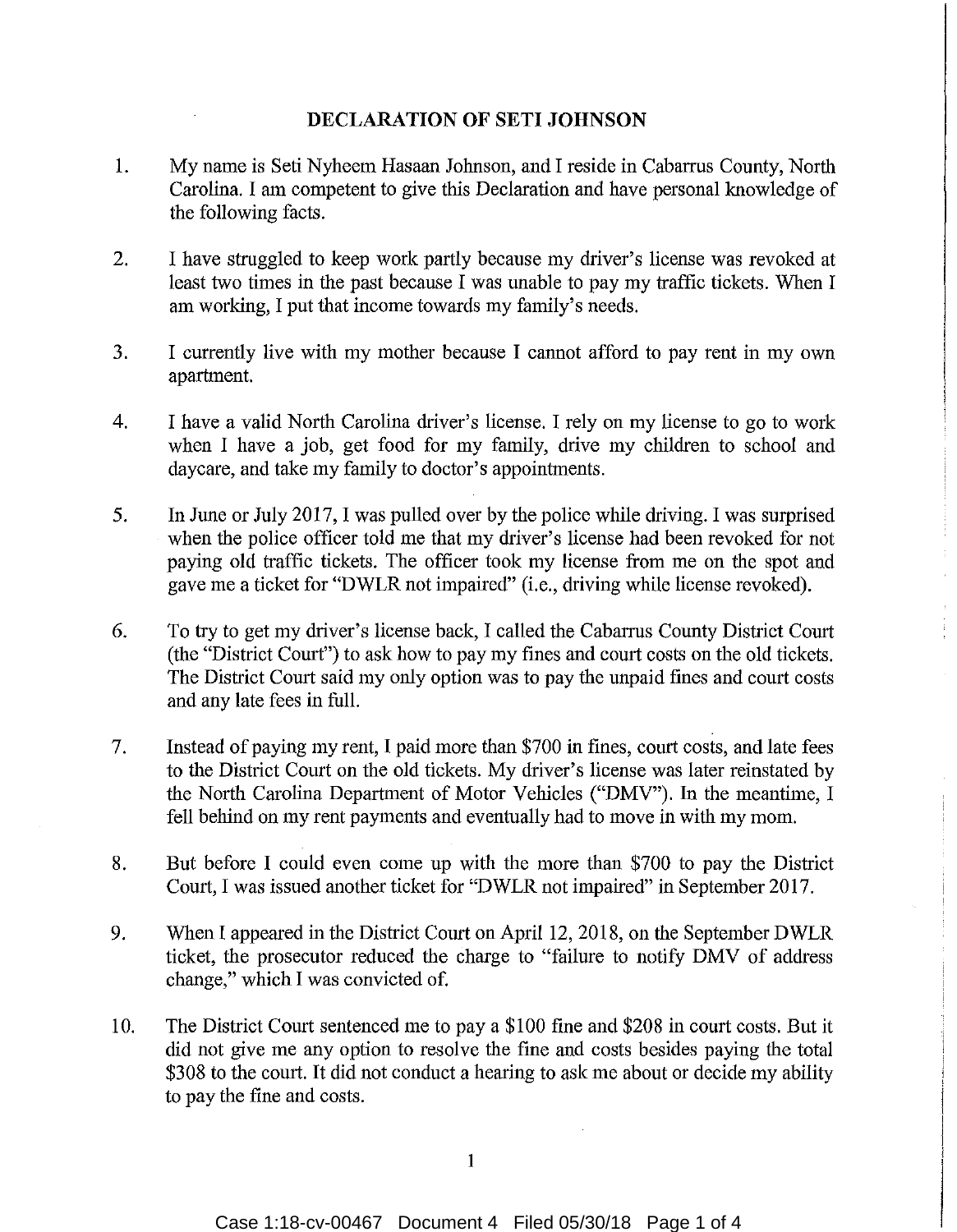# DECLARATION OF SETI JOHNSON

1. My name is Seti Nyheem Hasaan Johnson, and I reside in Cabarrus County, North Carolina. I am competent to give this Declaration and have personal knowledge of the following facts.

2. I have struggled to keep work partly because my driver's license was revoked at least two times in the past because I was unable to pay my traffic tickets. When I am working, I put that income towards my family's needs.

3. I currently live with my mother because I cannot afford to pay rent in my own apartment.

4. I have a valid North Carolina driver's license. I rely on my license to go to work when I have a job, get food for my family, drive my children to school and daycare, and take my family to doctor's appointments.

5. In June or July 2017, I was pulled over by the police while driving. I was surprised when the police officer told me that my driver's license had been revoked for not paying old traffic tickets. The officer took my license from me on the spot and gave me a ticket for "DWLR not impaired" (i.e., driving while license revoked).

6. To try to get my driver's license back, I called the Cabarrus County District Court (the "District Court") to ask how to pay my fines and court costs on the old tickets. The District Court said my only option was to pay the unpaid fines and court costs and any late fees in full.

7. Instead of paying my rent, I paid more than \$700 in fines, court costs, and late fees to the District Court on the old tickets. My driver's license was later reinstated by the North Carolina Department of Motor Vehicles ("DMV"). In the meantime, I fell behind on my rent payments and eventually had to move in with my mom.

8. But before I could even come up with the more than \$700 to pay the District Court, I was issued another ticket for "DWLR not impaired" in September 2017.

9. When I appeared in the District Court on April 12, 2018, on the September DWLR ticket, the prosecutor reduced the charge to "failure to notify DMV of address change," which I was convicted of.

10. The District Court sentenced me to pay a \$100 fine and \$208 in court costs. But it did not give me any option to resolve the fine and costs besides paying the total \$308 to the court. It did not conduct a hearing to ask me about or decide my ability to pay the fine and costs.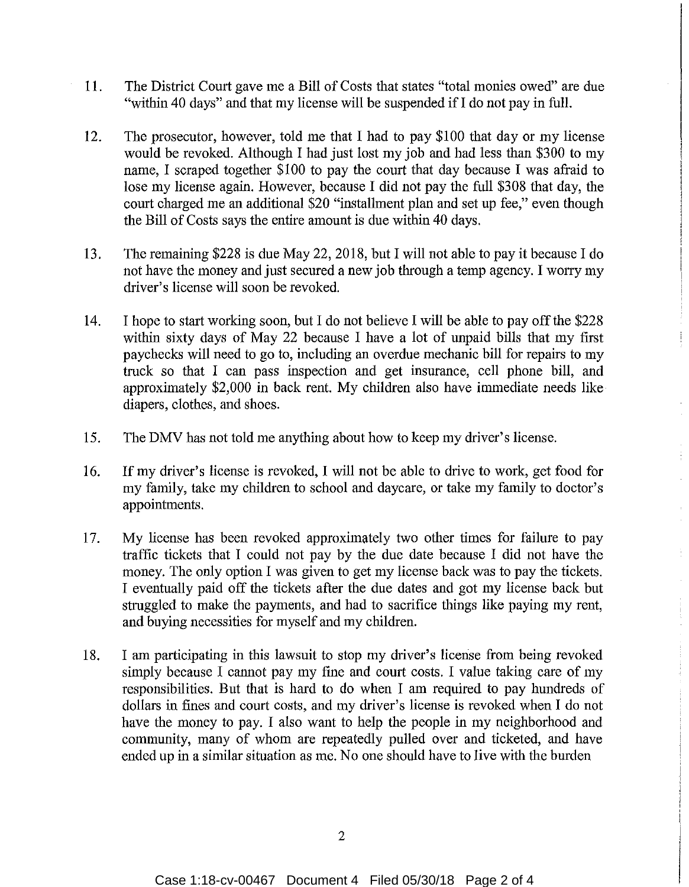11. The District Court gave me a Bill of Costs that states "total monies owed" are due "within 40 days" and that my license will be suspended if I do not pay in full.

12. The prosecutor, however, told me that I had to pay $100 that day or my license would be revoked. Although I had just lost my job and had less than $300 to my name, I scraped together $100 to pay the court that day because I was afraid to lose my license again. However, because I did not pay the full $308 that day, the court charged me an additional $20 "installment plan and set up fee," even though the Bill of Costs says the entire amount is due within 40 days.

13. The remaining $228 is due May 22, 2018, but I will not able to pay it because I do not have the money and just secured a new job through a temp agency. I worry my driver's license will soon be revoked.

14. I hope to start working soon, but I do not believe I will be able to pay off the $228 within sixty days of May 22 because I have a lot of unpaid bills that my first paychecks will need to go to, including an overdue mechanic bill for repairs to my truck so that I can pass inspection and get insurance, cell phone bill, and approximately $2,000 in back rent. My children also have immediate needs like diapers, clothes, and shoes.

15. The DMV has not told me anything about how to keep my driver's license.

16. If my driver's license is revoked, I will not be able to drive to work, get food for my family, take my children to school and daycare, or take my family to doctor's appointments.

17. My license has been revoked approximately two other times for failure to pay traffic tickets that I could not pay by the due date because I did not have the money. The only option I was given to get my license back was to pay the tickets. I eventually paid off the tickets after the due dates and got my license back but struggled to make the payments, and had to sacrifice things like paying my rent, and buying necessities for myself and my children.

18. I am participating in this lawsuit to stop my driver's license from being revoked simply because I cannot pay my fine and court costs. I value taking care of my responsibilities. But that is hard to do when I am required to pay hundreds of dollars in fines and court costs, and my driver's license is revoked when I do not have the money to pay. I also want to help the people in my neighborhood and community, many of whom are repeatedly pulled over and ticketed, and have ended up in a similar situation as me. No one should have to live with the burden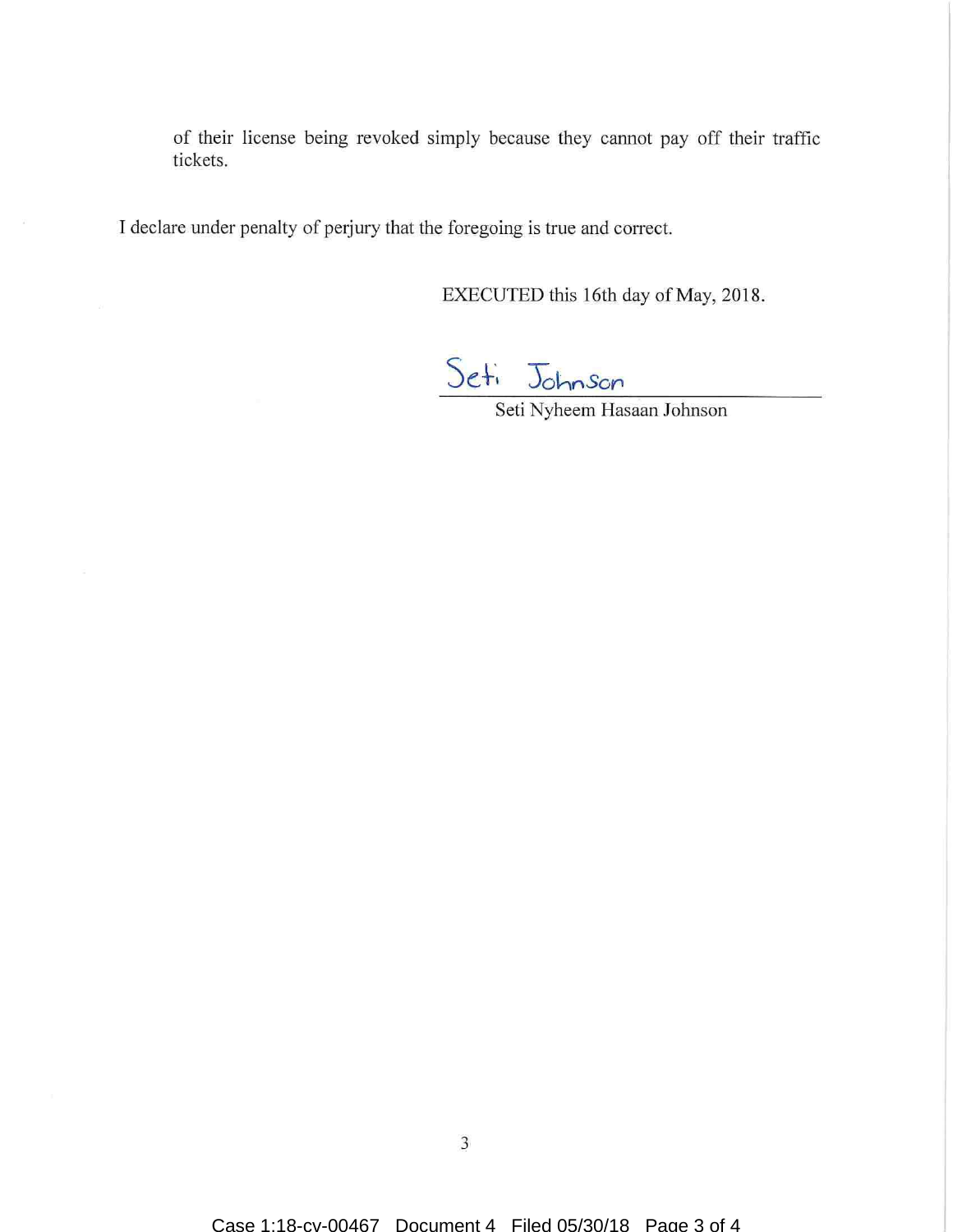of their license being revoked simply because they cannot pay off their traffic tickets.

I declare under penalty of perjury that the foregoing is true and correct.

EXECUTED this 16th day of May, 2018.

Seti Johnson

Seti Nyheem Hasaan Johnson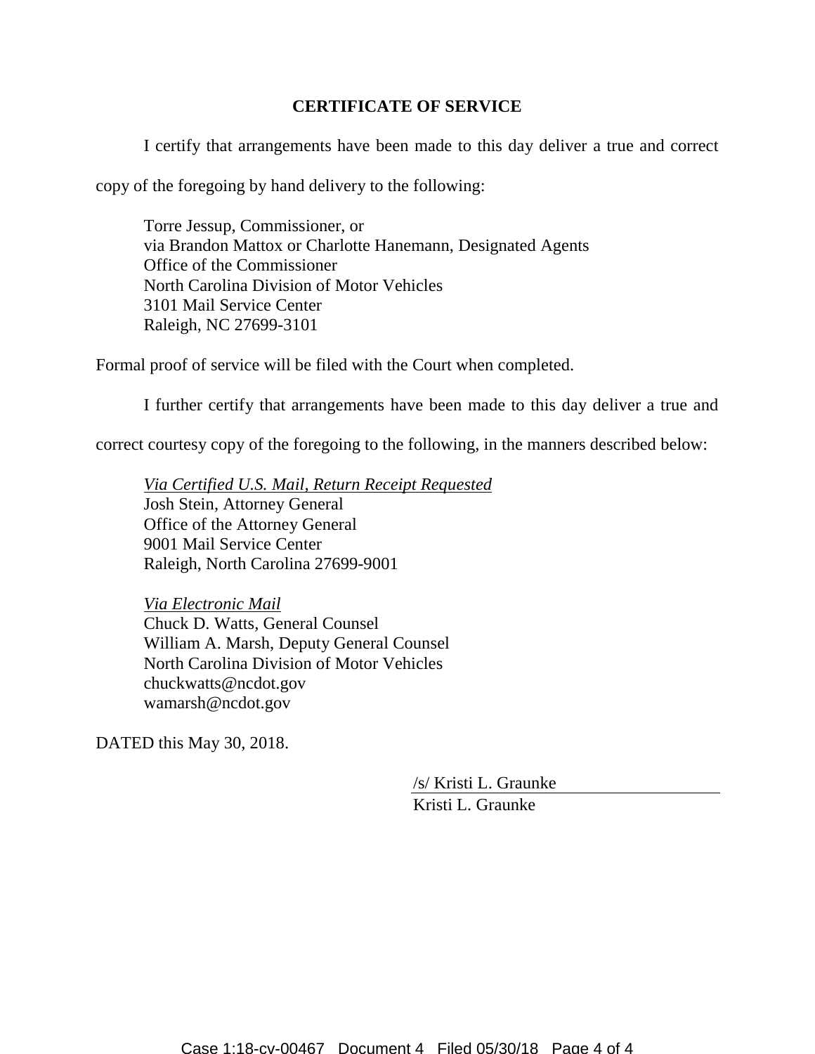# CERTIFICATE OF SERVICE

I certify that arrangements have been made to this day deliver a true and correct copy of the foregoing by hand delivery to the following:

> Torre Jessup, Commissioner, or
> via Brandon Mattox or Charlotte Hanemann, Designated Agents
> Office of the Commissioner
> North Carolina Division of Motor Vehicles
> 3101 Mail Service Center
> Raleigh, NC 27699-3101

Formal proof of service will be filed with the Court when completed.

I further certify that arrangements have been made to this day deliver a true and correct courtesy copy of the foregoing to the following, in the manners described below:

> *Via Certified U.S. Mail, Return Receipt Requested*
> Josh Stein, Attorney General
> Office of the Attorney General
> 9001 Mail Service Center
> Raleigh, North Carolina 27699-9001
>
> *Via Electronic Mail*
> Chuck D. Watts, General Counsel
> William A. Marsh, Deputy General Counsel
> North Carolina Division of Motor Vehicles
> chuckwatts@ncdot.gov
> wamarsh@ncdot.gov

DATED this May 30, 2018.

/s/ Kristi L. Graunke
Kristi L. Graunke